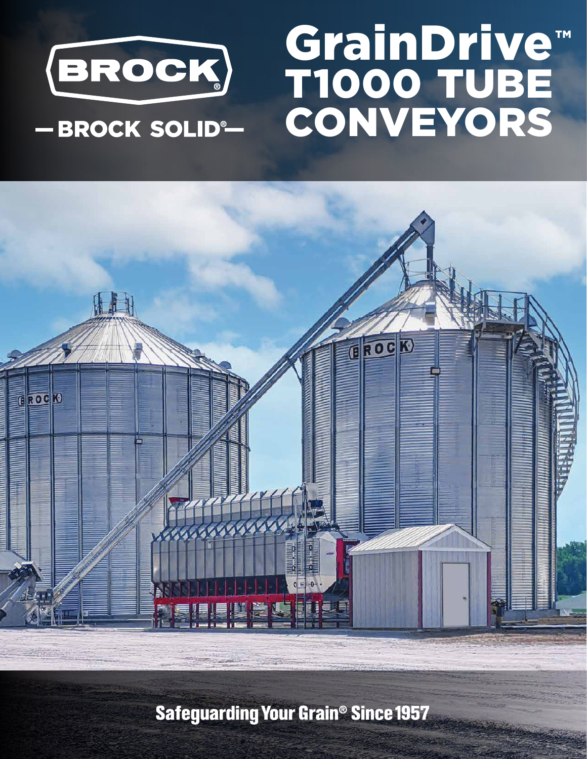BROCK®

— BROCK SOLID® —

# GrainDrive™ T1000 TUBE CONVEYORS

Safeguarding Your Grain® Since 1957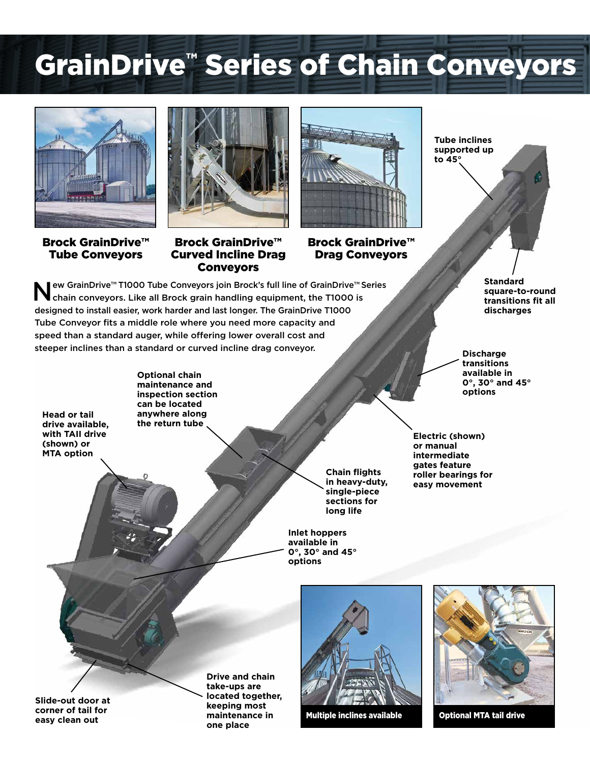# GrainDrive™ Series of Chain Conveyors

**Brock GrainDrive™ Tube Conveyors**

**Brock GrainDrive™ Curved Incline Drag Conveyors**

**Brock GrainDrive™ Drag Conveyors**

New GrainDrive™ T1000 Tube Conveyors join Brock's full line of GrainDrive™ Series chain conveyors. Like all Brock grain handling equipment, the T1000 is designed to install easier, work harder and last longer. The GrainDrive T1000 Tube Conveyor fits a middle role where you need more capacity and speed than a standard auger, while offering lower overall cost and steeper inclines than a standard or curved incline drag conveyor.

**Tube inclines supported up to 45°**

**Standard square-to-round transitions fit all discharges**

**Discharge transitions available in 0°, 30° and 45° options**

**Optional chain maintenance and inspection section can be located anywhere along the return tube**

**Head or tail drive available, with TAII drive (shown) or MTA option**

**Electric (shown) or manual intermediate gates feature roller bearings for easy movement**

**Chain flights in heavy-duty, single-piece sections for long life**

**Inlet hoppers available in 0°, 30° and 45° options**

**Slide-out door at corner of tail for easy clean out**

**Drive and chain take-ups are located together, keeping most maintenance in one place**

**Multiple inclines available**

**Optional MTA tail drive**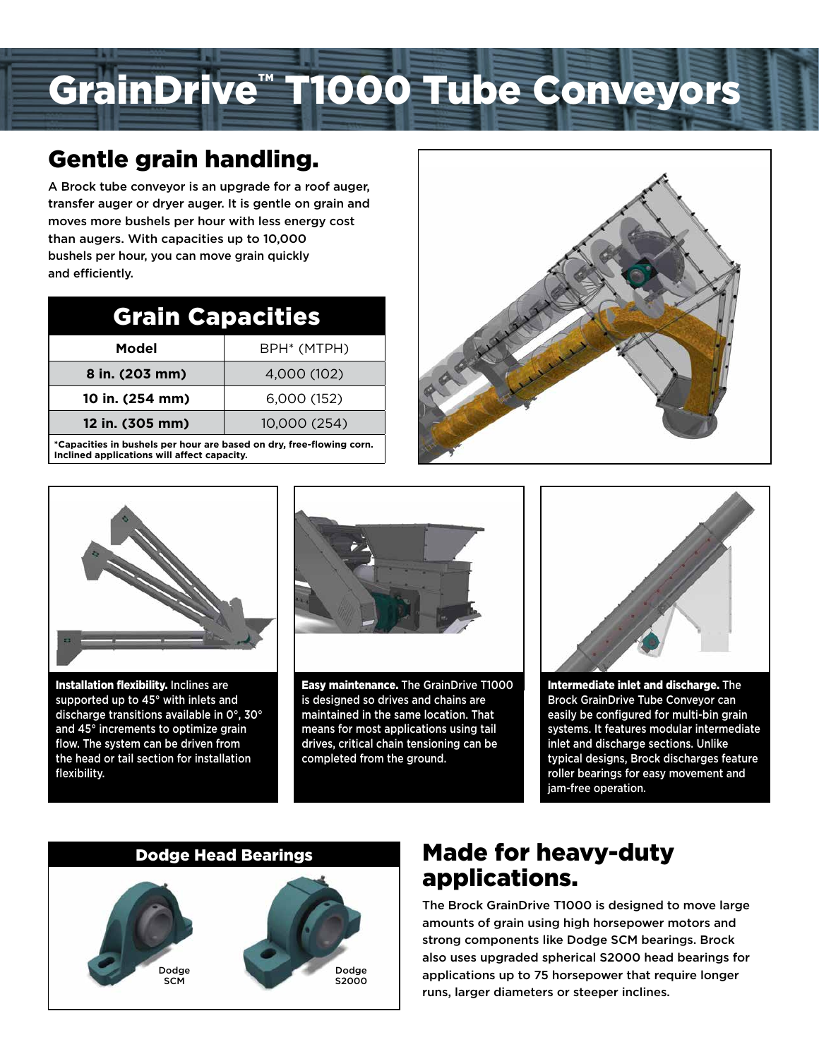# GrainDrive™ T1000 Tube Conveyors

## Gentle grain handling.

A Brock tube conveyor is an upgrade for a roof auger, transfer auger or dryer auger. It is gentle on grain and moves more bushels per hour with less energy cost than augers. With capacities up to 10,000 bushels per hour, you can move grain quickly and efficiently.

### Grain Capacities

| Model | BPH* (MTPH) |
|---|---|
| 8 in. (203 mm) | 4,000 (102) |
| 10 in. (254 mm) | 6,000 (152) |
| 12 in. (305 mm) | 10,000 (254) |

*Capacities in bushels per hour are based on dry, free-flowing corn. Inclined applications will affect capacity.

**Installation flexibility.** Inclines are supported up to 45° with inlets and discharge transitions available in 0°, 30° and 45° increments to optimize grain flow. The system can be driven from the head or tail section for installation flexibility.

**Easy maintenance.** The GrainDrive T1000 is designed so drives and chains are maintained in the same location. That means for most applications using tail drives, critical chain tensioning can be completed from the ground.

**Intermediate inlet and discharge.** The Brock GrainDrive Tube Conveyor can easily be configured for multi-bin grain systems. It features modular intermediate inlet and discharge sections. Unlike typical designs, Brock discharges feature roller bearings for easy movement and jam-free operation.

### Dodge Head Bearings

Dodge SCM

Dodge S2000

## Made for heavy-duty applications.

The Brock GrainDrive T1000 is designed to move large amounts of grain using high horsepower motors and strong components like Dodge SCM bearings. Brock also uses upgraded spherical S2000 head bearings for applications up to 75 horsepower that require longer runs, larger diameters or steeper inclines.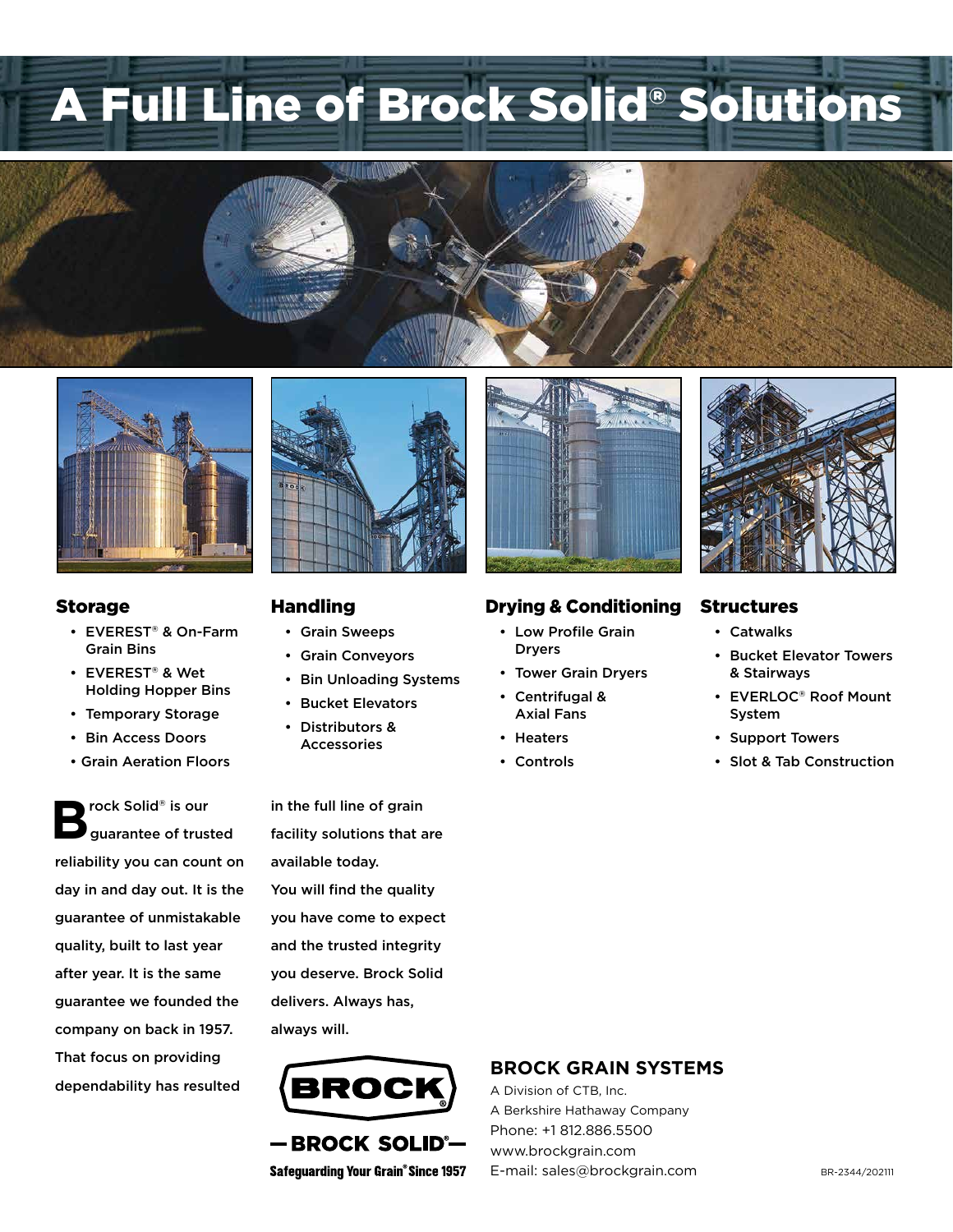# A Full Line of Brock Solid® Solutions

## Storage

- EVEREST® & On-Farm Grain Bins
- EVEREST® & Wet Holding Hopper Bins
- Temporary Storage
- Bin Access Doors
- Grain Aeration Floors

## Handling

- Grain Sweeps
- Grain Conveyors
- Bin Unloading Systems
- Bucket Elevators
- Distributors & Accessories

## Drying & Conditioning

- Low Profile Grain Dryers
- Tower Grain Dryers
- Centrifugal & Axial Fans
- Heaters
- Controls

## Structures

- Catwalks
- Bucket Elevator Towers & Stairways
- EVERLOC® Roof Mount System
- Support Towers
- Slot & Tab Construction

Brock Solid® is our guarantee of trusted reliability you can count on day in and day out. It is the guarantee of unmistakable quality, built to last year after year. It is the same guarantee we founded the company on back in 1957. That focus on providing dependability has resulted in the full line of grain facility solutions that are available today. You will find the quality you have come to expect and the trusted integrity you deserve. Brock Solid delivers. Always has, always will.

BROCK®

— BROCK SOLID® —

Safeguarding Your Grain® Since 1957

**BROCK GRAIN SYSTEMS**

A Division of CTB, Inc.
A Berkshire Hathaway Company
Phone: +1 812.886.5500
www.brockgrain.com
E-mail: sales@brockgrain.com

BR-2344/202111